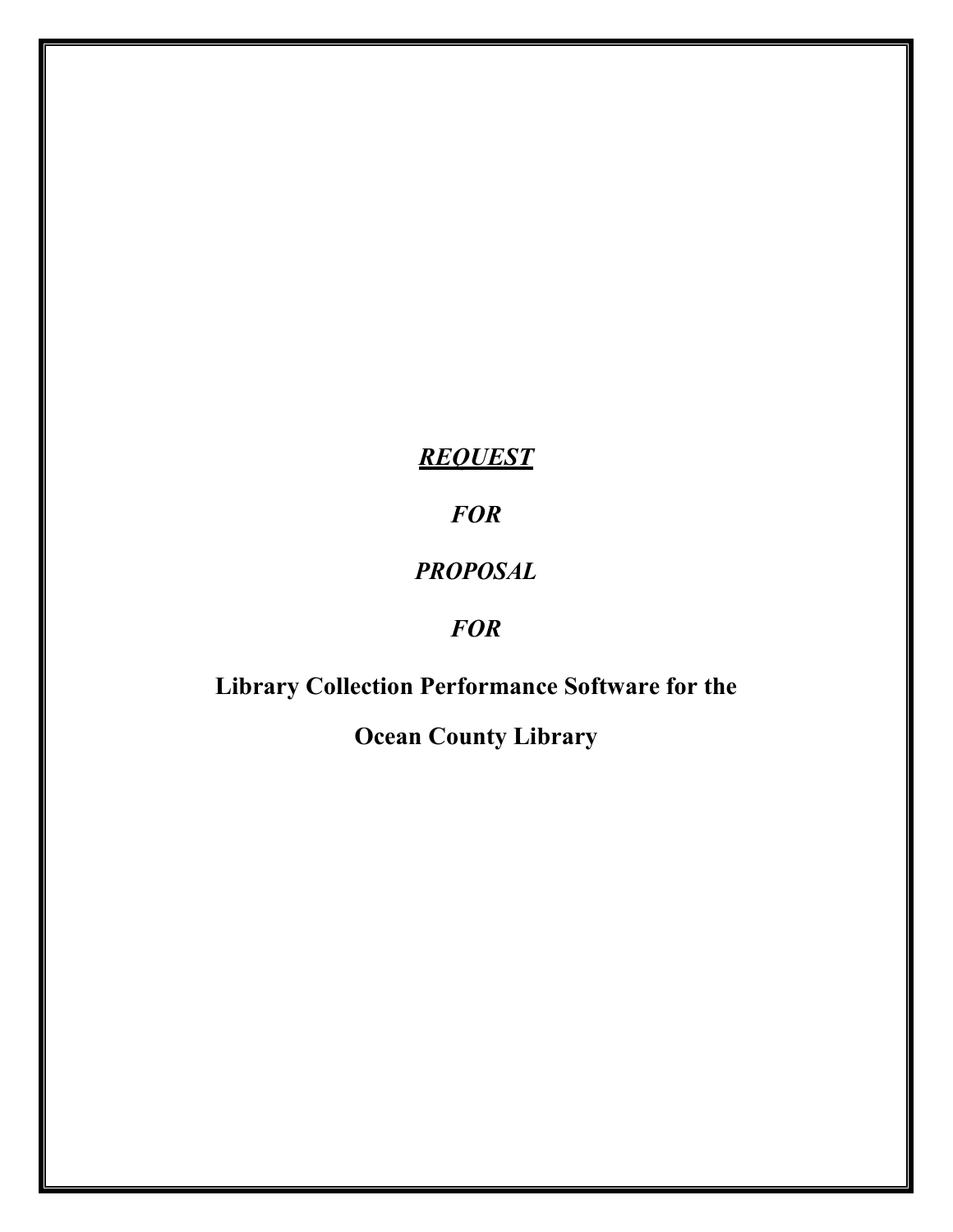***<u>REQUEST</u>***

***FOR***

***PROPOSAL***

***FOR***

# Library Collection Performance Software for the Ocean County Library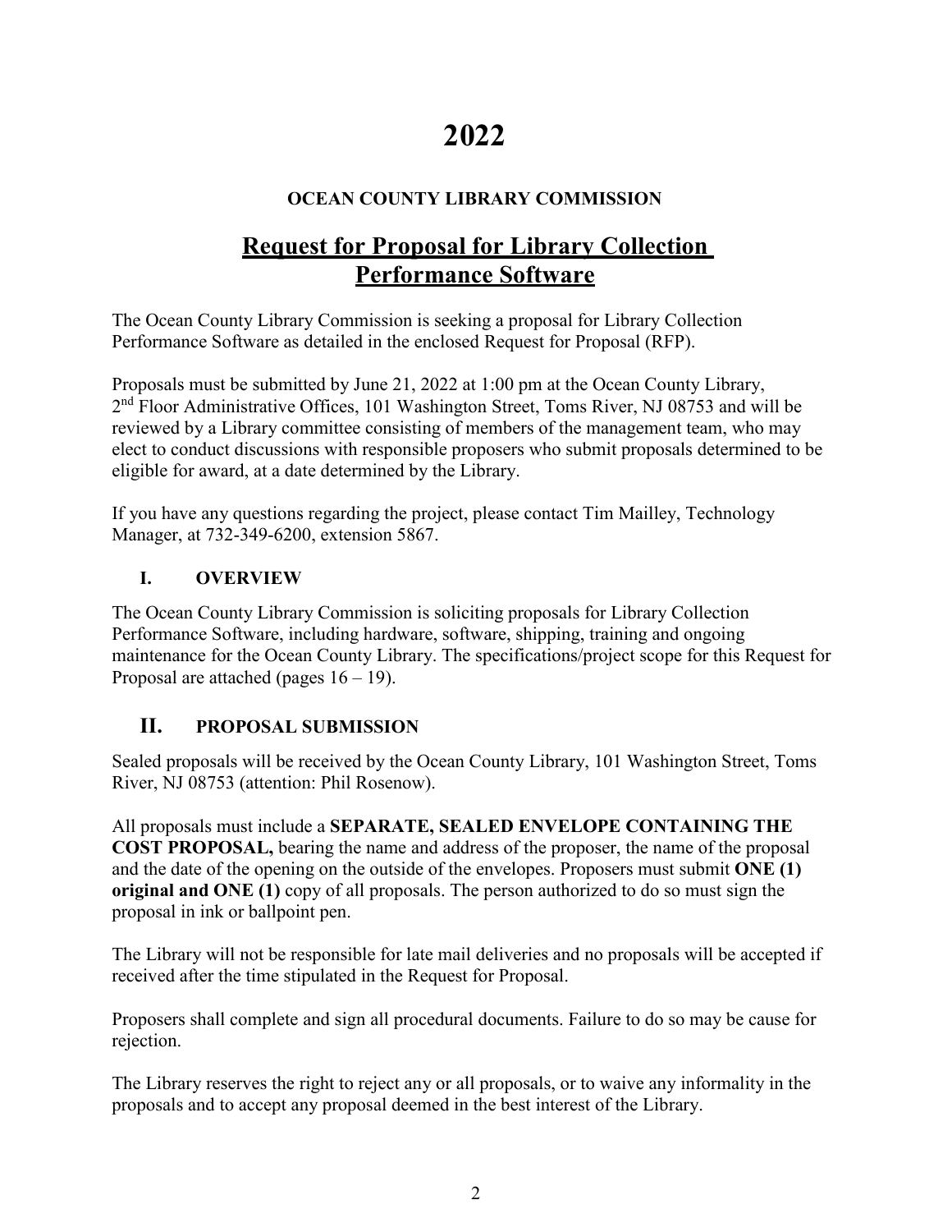# 2022

**OCEAN COUNTY LIBRARY COMMISSION**

## Request for Proposal for Library Collection Performance Software

The Ocean County Library Commission is seeking a proposal for Library Collection Performance Software as detailed in the enclosed Request for Proposal (RFP).

Proposals must be submitted by June 21, 2022 at 1:00 pm at the Ocean County Library, 2nd Floor Administrative Offices, 101 Washington Street, Toms River, NJ 08753 and will be reviewed by a Library committee consisting of members of the management team, who may elect to conduct discussions with responsible proposers who submit proposals determined to be eligible for award, at a date determined by the Library.

If you have any questions regarding the project, please contact Tim Mailley, Technology Manager, at 732-349-6200, extension 5867.

### I. OVERVIEW

The Ocean County Library Commission is soliciting proposals for Library Collection Performance Software, including hardware, software, shipping, training and ongoing maintenance for the Ocean County Library. The specifications/project scope for this Request for Proposal are attached (pages 16 – 19).

### II. PROPOSAL SUBMISSION

Sealed proposals will be received by the Ocean County Library, 101 Washington Street, Toms River, NJ 08753 (attention: Phil Rosenow).

All proposals must include a **SEPARATE, SEALED ENVELOPE CONTAINING THE COST PROPOSAL,** bearing the name and address of the proposer, the name of the proposal and the date of the opening on the outside of the envelopes. Proposers must submit **ONE (1) original and ONE (1)** copy of all proposals. The person authorized to do so must sign the proposal in ink or ballpoint pen.

The Library will not be responsible for late mail deliveries and no proposals will be accepted if received after the time stipulated in the Request for Proposal.

Proposers shall complete and sign all procedural documents. Failure to do so may be cause for rejection.

The Library reserves the right to reject any or all proposals, or to waive any informality in the proposals and to accept any proposal deemed in the best interest of the Library.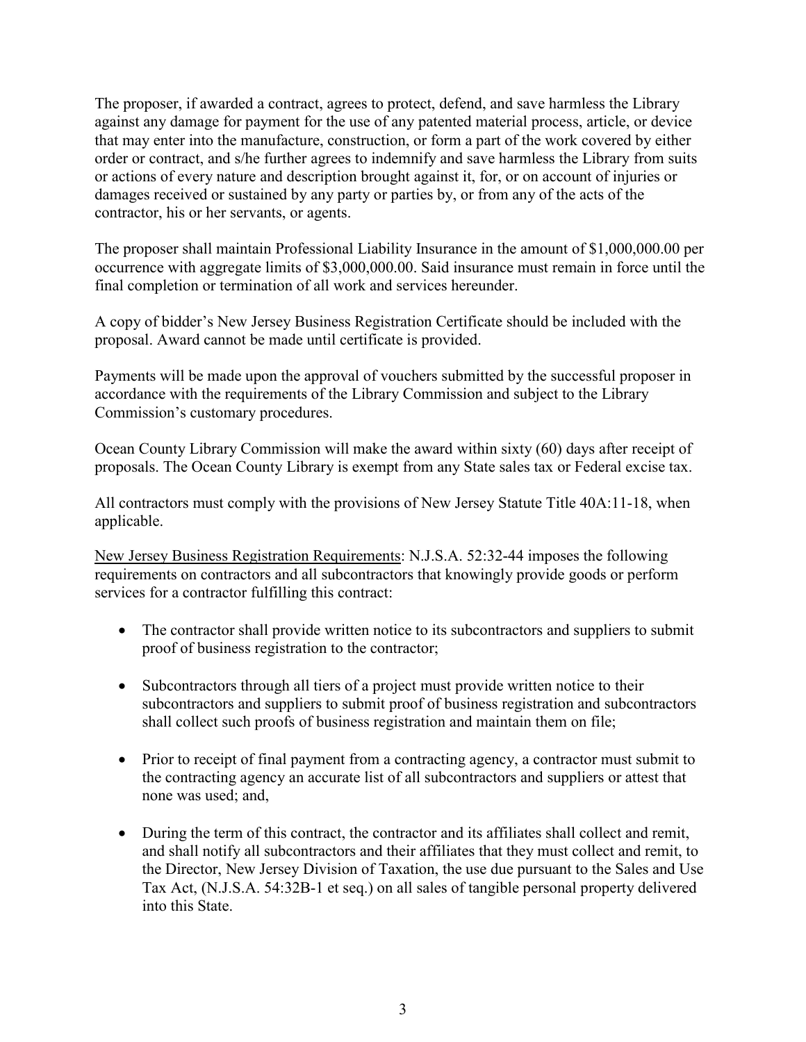The proposer, if awarded a contract, agrees to protect, defend, and save harmless the Library against any damage for payment for the use of any patented material process, article, or device that may enter into the manufacture, construction, or form a part of the work covered by either order or contract, and s/he further agrees to indemnify and save harmless the Library from suits or actions of every nature and description brought against it, for, or on account of injuries or damages received or sustained by any party or parties by, or from any of the acts of the contractor, his or her servants, or agents.

The proposer shall maintain Professional Liability Insurance in the amount of $1,000,000.00 per occurrence with aggregate limits of $3,000,000.00. Said insurance must remain in force until the final completion or termination of all work and services hereunder.

A copy of bidder's New Jersey Business Registration Certificate should be included with the proposal. Award cannot be made until certificate is provided.

Payments will be made upon the approval of vouchers submitted by the successful proposer in accordance with the requirements of the Library Commission and subject to the Library Commission's customary procedures.

Ocean County Library Commission will make the award within sixty (60) days after receipt of proposals. The Ocean County Library is exempt from any State sales tax or Federal excise tax.

All contractors must comply with the provisions of New Jersey Statute Title 40A:11-18, when applicable.

New Jersey Business Registration Requirements: N.J.S.A. 52:32-44 imposes the following requirements on contractors and all subcontractors that knowingly provide goods or perform services for a contractor fulfilling this contract:

- The contractor shall provide written notice to its subcontractors and suppliers to submit proof of business registration to the contractor;
- Subcontractors through all tiers of a project must provide written notice to their subcontractors and suppliers to submit proof of business registration and subcontractors shall collect such proofs of business registration and maintain them on file;
- Prior to receipt of final payment from a contracting agency, a contractor must submit to the contracting agency an accurate list of all subcontractors and suppliers or attest that none was used; and,
- During the term of this contract, the contractor and its affiliates shall collect and remit, and shall notify all subcontractors and their affiliates that they must collect and remit, to the Director, New Jersey Division of Taxation, the use due pursuant to the Sales and Use Tax Act, (N.J.S.A. 54:32B-1 et seq.) on all sales of tangible personal property delivered into this State.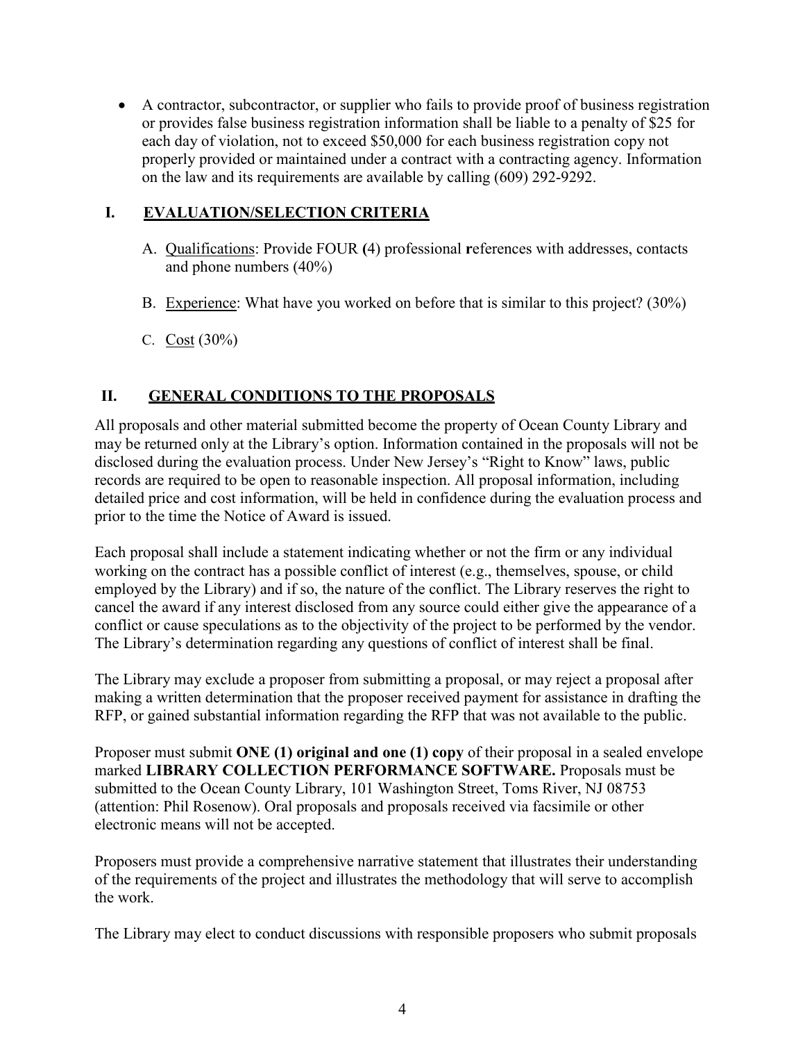- A contractor, subcontractor, or supplier who fails to provide proof of business registration or provides false business registration information shall be liable to a penalty of $25 for each day of violation, not to exceed $50,000 for each business registration copy not properly provided or maintained under a contract with a contracting agency. Information on the law and its requirements are available by calling (609) 292-9292.

## I. EVALUATION/SELECTION CRITERIA

A. Qualifications: Provide FOUR **(**4) professional **r**eferences with addresses, contacts and phone numbers (40%)

B. Experience: What have you worked on before that is similar to this project? (30%)

C. Cost (30%)

## II. GENERAL CONDITIONS TO THE PROPOSALS

All proposals and other material submitted become the property of Ocean County Library and may be returned only at the Library's option. Information contained in the proposals will not be disclosed during the evaluation process. Under New Jersey's "Right to Know" laws, public records are required to be open to reasonable inspection. All proposal information, including detailed price and cost information, will be held in confidence during the evaluation process and prior to the time the Notice of Award is issued.

Each proposal shall include a statement indicating whether or not the firm or any individual working on the contract has a possible conflict of interest (e.g., themselves, spouse, or child employed by the Library) and if so, the nature of the conflict. The Library reserves the right to cancel the award if any interest disclosed from any source could either give the appearance of a conflict or cause speculations as to the objectivity of the project to be performed by the vendor. The Library's determination regarding any questions of conflict of interest shall be final.

The Library may exclude a proposer from submitting a proposal, or may reject a proposal after making a written determination that the proposer received payment for assistance in drafting the RFP, or gained substantial information regarding the RFP that was not available to the public.

Proposer must submit **ONE (1) original and one (1) copy** of their proposal in a sealed envelope marked **LIBRARY COLLECTION PERFORMANCE SOFTWARE.** Proposals must be submitted to the Ocean County Library, 101 Washington Street, Toms River, NJ 08753 (attention: Phil Rosenow). Oral proposals and proposals received via facsimile or other electronic means will not be accepted.

Proposers must provide a comprehensive narrative statement that illustrates their understanding of the requirements of the project and illustrates the methodology that will serve to accomplish the work.

The Library may elect to conduct discussions with responsible proposers who submit proposals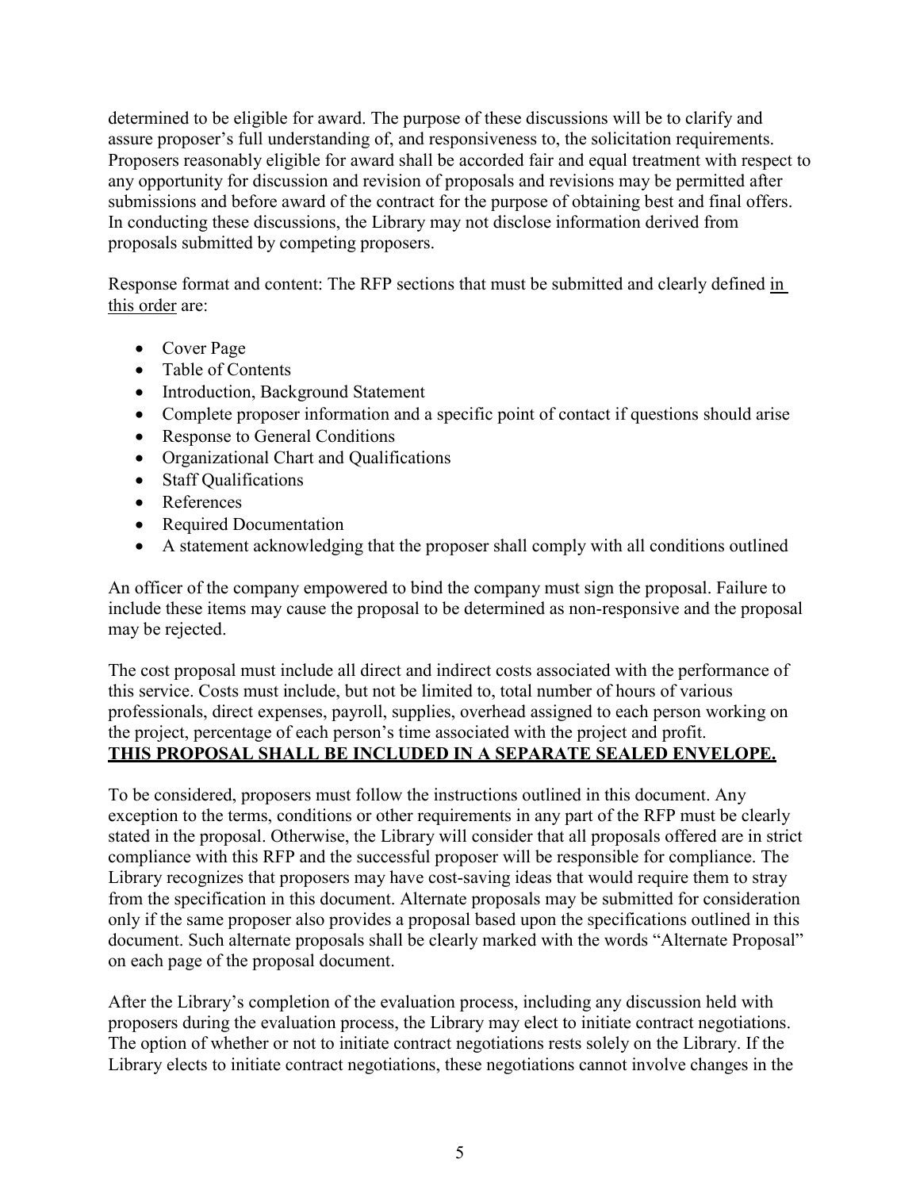determined to be eligible for award. The purpose of these discussions will be to clarify and assure proposer's full understanding of, and responsiveness to, the solicitation requirements. Proposers reasonably eligible for award shall be accorded fair and equal treatment with respect to any opportunity for discussion and revision of proposals and revisions may be permitted after submissions and before award of the contract for the purpose of obtaining best and final offers. In conducting these discussions, the Library may not disclose information derived from proposals submitted by competing proposers.

Response format and content: The RFP sections that must be submitted and clearly defined <u>in this order</u> are:

- Cover Page
- Table of Contents
- Introduction, Background Statement
- Complete proposer information and a specific point of contact if questions should arise
- Response to General Conditions
- Organizational Chart and Qualifications
- Staff Qualifications
- References
- Required Documentation
- A statement acknowledging that the proposer shall comply with all conditions outlined

An officer of the company empowered to bind the company must sign the proposal. Failure to include these items may cause the proposal to be determined as non-responsive and the proposal may be rejected.

The cost proposal must include all direct and indirect costs associated with the performance of this service. Costs must include, but not be limited to, total number of hours of various professionals, direct expenses, payroll, supplies, overhead assigned to each person working on the project, percentage of each person's time associated with the project and profit.
**<u>THIS PROPOSAL SHALL BE INCLUDED IN A SEPARATE SEALED ENVELOPE.</u>**

To be considered, proposers must follow the instructions outlined in this document. Any exception to the terms, conditions or other requirements in any part of the RFP must be clearly stated in the proposal. Otherwise, the Library will consider that all proposals offered are in strict compliance with this RFP and the successful proposer will be responsible for compliance. The Library recognizes that proposers may have cost-saving ideas that would require them to stray from the specification in this document. Alternate proposals may be submitted for consideration only if the same proposer also provides a proposal based upon the specifications outlined in this document. Such alternate proposals shall be clearly marked with the words "Alternate Proposal" on each page of the proposal document.

After the Library's completion of the evaluation process, including any discussion held with proposers during the evaluation process, the Library may elect to initiate contract negotiations. The option of whether or not to initiate contract negotiations rests solely on the Library. If the Library elects to initiate contract negotiations, these negotiations cannot involve changes in the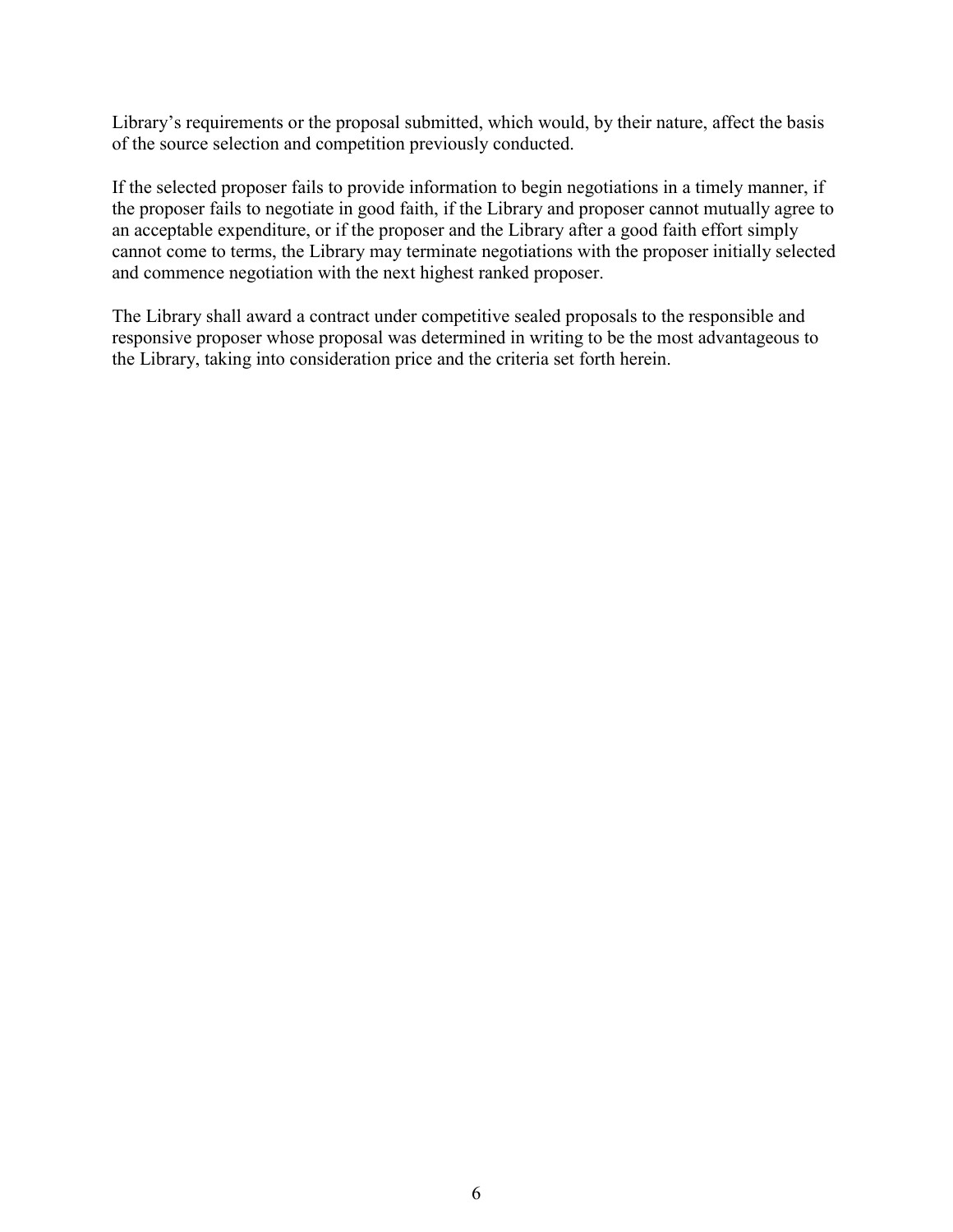Library's requirements or the proposal submitted, which would, by their nature, affect the basis of the source selection and competition previously conducted.

If the selected proposer fails to provide information to begin negotiations in a timely manner, if the proposer fails to negotiate in good faith, if the Library and proposer cannot mutually agree to an acceptable expenditure, or if the proposer and the Library after a good faith effort simply cannot come to terms, the Library may terminate negotiations with the proposer initially selected and commence negotiation with the next highest ranked proposer.

The Library shall award a contract under competitive sealed proposals to the responsible and responsive proposer whose proposal was determined in writing to be the most advantageous to the Library, taking into consideration price and the criteria set forth herein.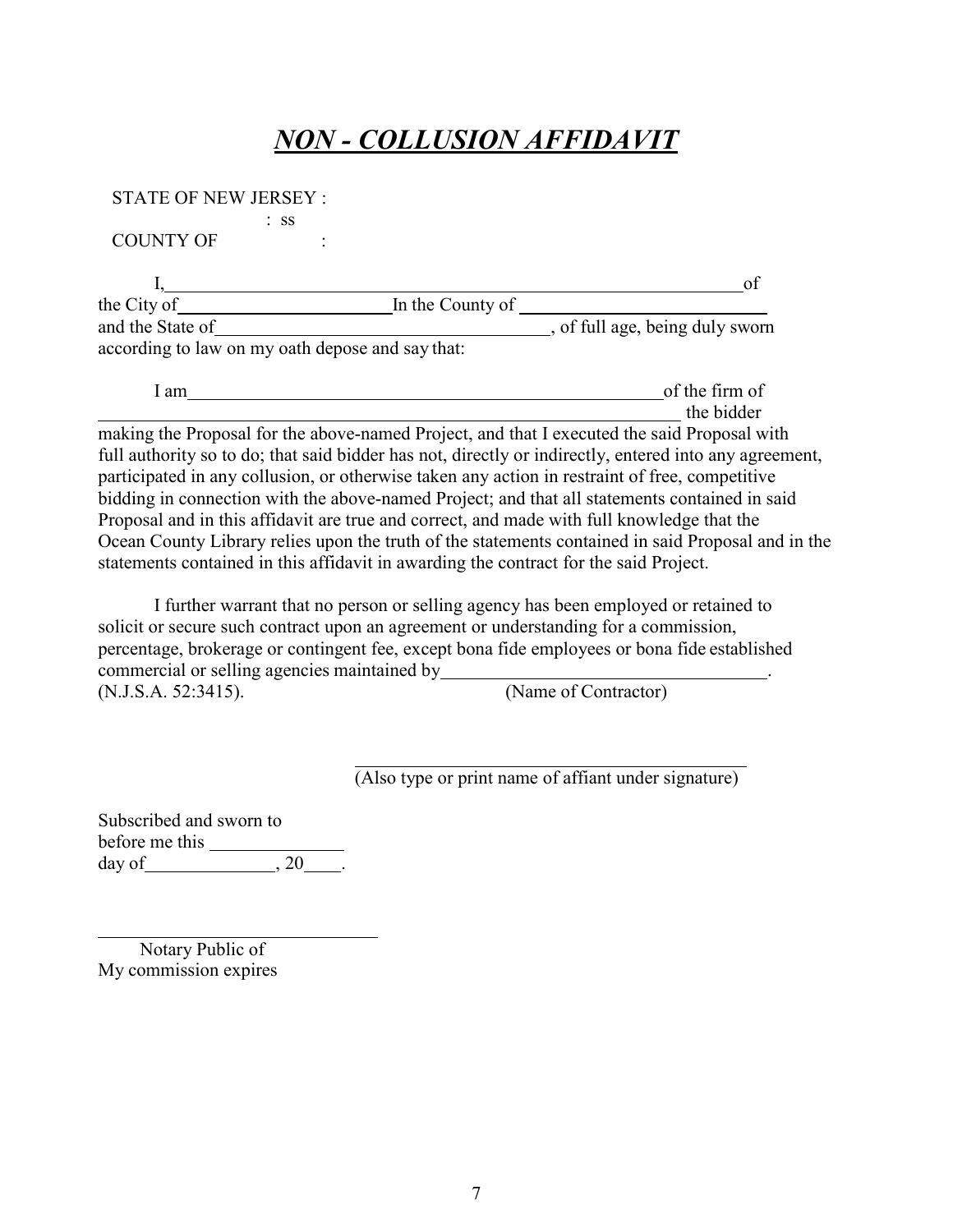# ***NON - COLLUSION AFFIDAVIT***

STATE OF NEW JERSEY :
: ss
COUNTY OF :

I, \_\_\_\_\_\_\_\_\_\_\_\_\_\_\_\_\_\_\_\_\_\_\_\_\_\_\_\_\_\_\_\_\_\_\_\_\_\_\_\_\_\_\_\_\_\_\_\_\_\_\_\_\_\_\_\_\_\_ of the City of \_\_\_\_\_\_\_\_\_\_\_\_\_\_\_\_\_\_\_\_\_\_\_\_ In the County of \_\_\_\_\_\_\_\_\_\_\_\_\_\_\_\_\_\_\_\_\_\_\_\_\_\_\_ and the State of \_\_\_\_\_\_\_\_\_\_\_\_\_\_\_\_\_\_\_\_\_\_\_\_\_\_\_\_\_\_\_\_\_\_\_\_\_\_, of full age, being duly sworn according to law on my oath depose and say that:

I am \_\_\_\_\_\_\_\_\_\_\_\_\_\_\_\_\_\_\_\_\_\_\_\_\_\_\_\_\_\_\_\_\_\_\_\_\_\_\_\_\_\_\_\_\_\_\_\_\_\_\_\_\_\_\_\_ of the firm of \_\_\_\_\_\_\_\_\_\_\_\_\_\_\_\_\_\_\_\_\_\_\_\_\_\_\_\_\_\_\_\_\_\_\_\_\_\_\_\_\_\_\_\_\_\_\_\_\_\_\_\_\_\_\_\_\_\_\_\_\_ the bidder making the Proposal for the above-named Project, and that I executed the said Proposal with full authority so to do; that said bidder has not, directly or indirectly, entered into any agreement, participated in any collusion, or otherwise taken any action in restraint of free, competitive bidding in connection with the above-named Project; and that all statements contained in said Proposal and in this affidavit are true and correct, and made with full knowledge that the Ocean County Library relies upon the truth of the statements contained in said Proposal and in the statements contained in this affidavit in awarding the contract for the said Project.

I further warrant that no person or selling agency has been employed or retained to solicit or secure such contract upon an agreement or understanding for a commission, percentage, brokerage or contingent fee, except bona fide employees or bona fide established commercial or selling agencies maintained by \_\_\_\_\_\_\_\_\_\_\_\_\_\_\_\_\_\_\_\_\_\_\_\_\_\_\_\_\_\_\_\_\_\_\_\_\_.
(N.J.S.A. 52:3415). (Name of Contractor)

\_\_\_\_\_\_\_\_\_\_\_\_\_\_\_\_\_\_\_\_\_\_\_\_\_\_\_\_\_\_\_\_\_\_\_\_\_\_\_\_\_\_\_\_
(Also type or print name of affiant under signature)

Subscribed and sworn to
before me this \_\_\_\_\_\_\_\_\_\_\_\_\_\_
day of \_\_\_\_\_\_\_\_\_\_\_\_\_\_, 20\_\_\_\_.

\_\_\_\_\_\_\_\_\_\_\_\_\_\_\_\_\_\_\_\_\_\_\_\_\_\_\_\_\_\_\_\_
Notary Public of
My commission expires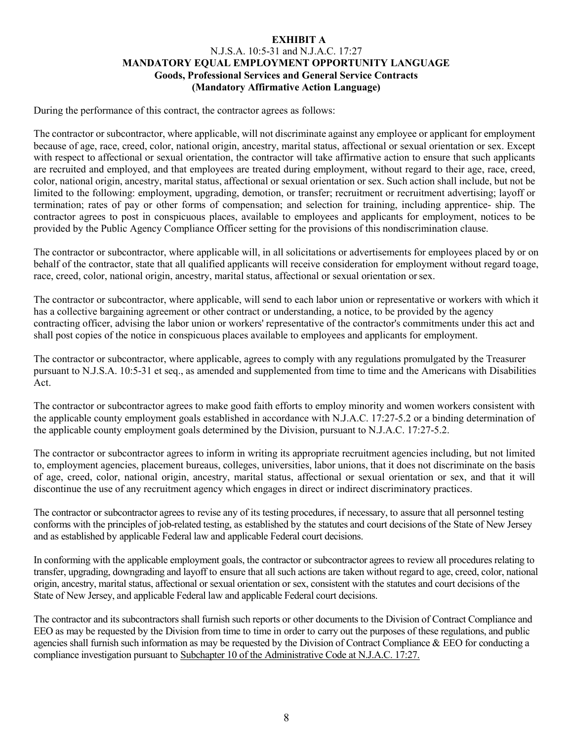**EXHIBIT A**
N.J.S.A. 10:5-31 and N.J.A.C. 17:27
**MANDATORY EQUAL EMPLOYMENT OPPORTUNITY LANGUAGE**
**Goods, Professional Services and General Service Contracts**
**(Mandatory Affirmative Action Language)**

During the performance of this contract, the contractor agrees as follows:

The contractor or subcontractor, where applicable, will not discriminate against any employee or applicant for employment because of age, race, creed, color, national origin, ancestry, marital status, affectional or sexual orientation or sex. Except with respect to affectional or sexual orientation, the contractor will take affirmative action to ensure that such applicants are recruited and employed, and that employees are treated during employment, without regard to their age, race, creed, color, national origin, ancestry, marital status, affectional or sexual orientation or sex. Such action shall include, but not be limited to the following: employment, upgrading, demotion, or transfer; recruitment or recruitment advertising; layoff or termination; rates of pay or other forms of compensation; and selection for training, including apprentice- ship. The contractor agrees to post in conspicuous places, available to employees and applicants for employment, notices to be provided by the Public Agency Compliance Officer setting for the provisions of this nondiscrimination clause.

The contractor or subcontractor, where applicable will, in all solicitations or advertisements for employees placed by or on behalf of the contractor, state that all qualified applicants will receive consideration for employment without regard toage, race, creed, color, national origin, ancestry, marital status, affectional or sexual orientation or sex.

The contractor or subcontractor, where applicable, will send to each labor union or representative or workers with which it has a collective bargaining agreement or other contract or understanding, a notice, to be provided by the agency contracting officer, advising the labor union or workers' representative of the contractor's commitments under this act and shall post copies of the notice in conspicuous places available to employees and applicants for employment.

The contractor or subcontractor, where applicable, agrees to comply with any regulations promulgated by the Treasurer pursuant to N.J.S.A. 10:5-31 et seq., as amended and supplemented from time to time and the Americans with Disabilities Act.

The contractor or subcontractor agrees to make good faith efforts to employ minority and women workers consistent with the applicable county employment goals established in accordance with N.J.A.C. 17:27-5.2 or a binding determination of the applicable county employment goals determined by the Division, pursuant to N.J.A.C. 17:27-5.2.

The contractor or subcontractor agrees to inform in writing its appropriate recruitment agencies including, but not limited to, employment agencies, placement bureaus, colleges, universities, labor unions, that it does not discriminate on the basis of age, creed, color, national origin, ancestry, marital status, affectional or sexual orientation or sex, and that it will discontinue the use of any recruitment agency which engages in direct or indirect discriminatory practices.

The contractor or subcontractor agrees to revise any of its testing procedures, if necessary, to assure that all personnel testing conforms with the principles of job-related testing, as established by the statutes and court decisions of the State of New Jersey and as established by applicable Federal law and applicable Federal court decisions.

In conforming with the applicable employment goals, the contractor or subcontractor agrees to review all procedures relating to transfer, upgrading, downgrading and layoff to ensure that all such actions are taken without regard to age, creed, color, national origin, ancestry, marital status, affectional or sexual orientation or sex, consistent with the statutes and court decisions of the State of New Jersey, and applicable Federal law and applicable Federal court decisions.

The contractor and its subcontractors shall furnish such reports or other documents to the Division of Contract Compliance and EEO as may be requested by the Division from time to time in order to carry out the purposes of these regulations, and public agencies shall furnish such information as may be requested by the Division of Contract Compliance & EEO for conducting a compliance investigation pursuant to Subchapter 10 of the Administrative Code at N.J.A.C. 17:27.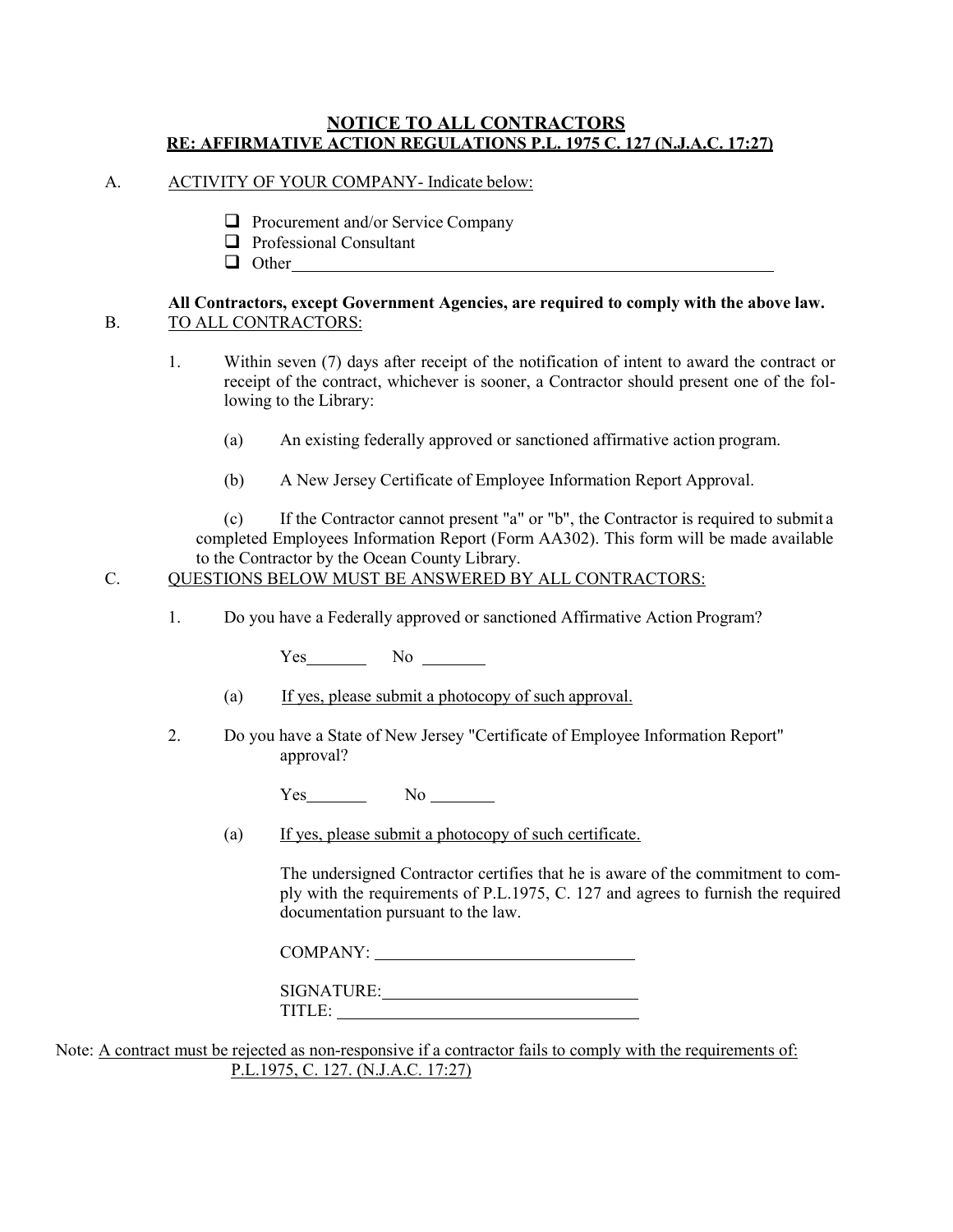## NOTICE TO ALL CONTRACTORS
## RE: AFFIRMATIVE ACTION REGULATIONS P.L. 1975 C. 127 (N.J.A.C. 17:27)

A. ACTIVITY OF YOUR COMPANY- Indicate below:

- ☐ Procurement and/or Service Company
- ☐ Professional Consultant
- ☐ Other\_\_\_\_\_\_\_\_\_\_\_\_\_\_\_\_\_\_\_\_\_\_\_\_\_\_\_\_\_\_\_\_\_\_\_\_\_\_\_\_

**All Contractors, except Government Agencies, are required to comply with the above law.**

B. TO ALL CONTRACTORS:

1. Within seven (7) days after receipt of the notification of intent to award the contract or receipt of the contract, whichever is sooner, a Contractor should present one of the following to the Library:

   (a) An existing federally approved or sanctioned affirmative action program.

   (b) A New Jersey Certificate of Employee Information Report Approval.

   (c) If the Contractor cannot present "a" or "b", the Contractor is required to submit a completed Employees Information Report (Form AA302). This form will be made available to the Contractor by the Ocean County Library.

C. QUESTIONS BELOW MUST BE ANSWERED BY ALL CONTRACTORS:

1. Do you have a Federally approved or sanctioned Affirmative Action Program?

   Yes\_\_\_\_\_\_\_ No \_\_\_\_\_\_\_

   (a) If yes, please submit a photocopy of such approval.

2. Do you have a State of New Jersey "Certificate of Employee Information Report" approval?

   Yes\_\_\_\_\_\_\_ No \_\_\_\_\_\_\_

   (a) If yes, please submit a photocopy of such certificate.

   The undersigned Contractor certifies that he is aware of the commitment to comply with the requirements of P.L.1975, C. 127 and agrees to furnish the required documentation pursuant to the law.

   COMPANY: \_\_\_\_\_\_\_\_\_\_\_\_\_\_\_\_\_\_\_\_\_\_\_\_\_\_\_\_

   SIGNATURE:\_\_\_\_\_\_\_\_\_\_\_\_\_\_\_\_\_\_\_\_\_\_\_\_\_\_\_\_

   TITLE: \_\_\_\_\_\_\_\_\_\_\_\_\_\_\_\_\_\_\_\_\_\_\_\_\_\_\_\_

Note: A contract must be rejected as non-responsive if a contractor fails to comply with the requirements of: P.L.1975, C. 127. (N.J.A.C. 17:27)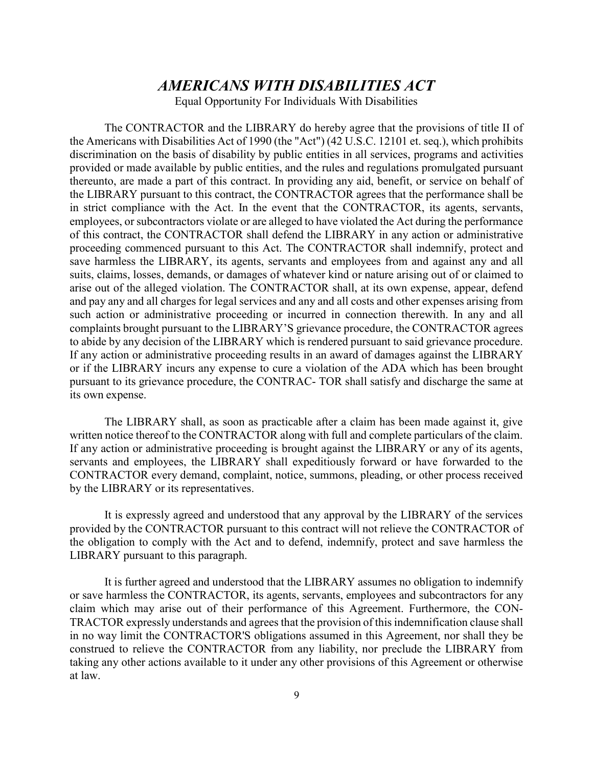## *AMERICANS WITH DISABILITIES ACT*

Equal Opportunity For Individuals With Disabilities

The CONTRACTOR and the LIBRARY do hereby agree that the provisions of title II of the Americans with Disabilities Act of 1990 (the "Act") (42 U.S.C. 12101 et. seq.), which prohibits discrimination on the basis of disability by public entities in all services, programs and activities provided or made available by public entities, and the rules and regulations promulgated pursuant thereunto, are made a part of this contract. In providing any aid, benefit, or service on behalf of the LIBRARY pursuant to this contract, the CONTRACTOR agrees that the performance shall be in strict compliance with the Act. In the event that the CONTRACTOR, its agents, servants, employees, or subcontractors violate or are alleged to have violated the Act during the performance of this contract, the CONTRACTOR shall defend the LIBRARY in any action or administrative proceeding commenced pursuant to this Act. The CONTRACTOR shall indemnify, protect and save harmless the LIBRARY, its agents, servants and employees from and against any and all suits, claims, losses, demands, or damages of whatever kind or nature arising out of or claimed to arise out of the alleged violation. The CONTRACTOR shall, at its own expense, appear, defend and pay any and all charges for legal services and any and all costs and other expenses arising from such action or administrative proceeding or incurred in connection therewith. In any and all complaints brought pursuant to the LIBRARY'S grievance procedure, the CONTRACTOR agrees to abide by any decision of the LIBRARY which is rendered pursuant to said grievance procedure. If any action or administrative proceeding results in an award of damages against the LIBRARY or if the LIBRARY incurs any expense to cure a violation of the ADA which has been brought pursuant to its grievance procedure, the CONTRAC- TOR shall satisfy and discharge the same at its own expense.

The LIBRARY shall, as soon as practicable after a claim has been made against it, give written notice thereof to the CONTRACTOR along with full and complete particulars of the claim. If any action or administrative proceeding is brought against the LIBRARY or any of its agents, servants and employees, the LIBRARY shall expeditiously forward or have forwarded to the CONTRACTOR every demand, complaint, notice, summons, pleading, or other process received by the LIBRARY or its representatives.

It is expressly agreed and understood that any approval by the LIBRARY of the services provided by the CONTRACTOR pursuant to this contract will not relieve the CONTRACTOR of the obligation to comply with the Act and to defend, indemnify, protect and save harmless the LIBRARY pursuant to this paragraph.

It is further agreed and understood that the LIBRARY assumes no obligation to indemnify or save harmless the CONTRACTOR, its agents, servants, employees and subcontractors for any claim which may arise out of their performance of this Agreement. Furthermore, the CON-TRACTOR expressly understands and agrees that the provision of this indemnification clause shall in no way limit the CONTRACTOR'S obligations assumed in this Agreement, nor shall they be construed to relieve the CONTRACTOR from any liability, nor preclude the LIBRARY from taking any other actions available to it under any other provisions of this Agreement or otherwise at law.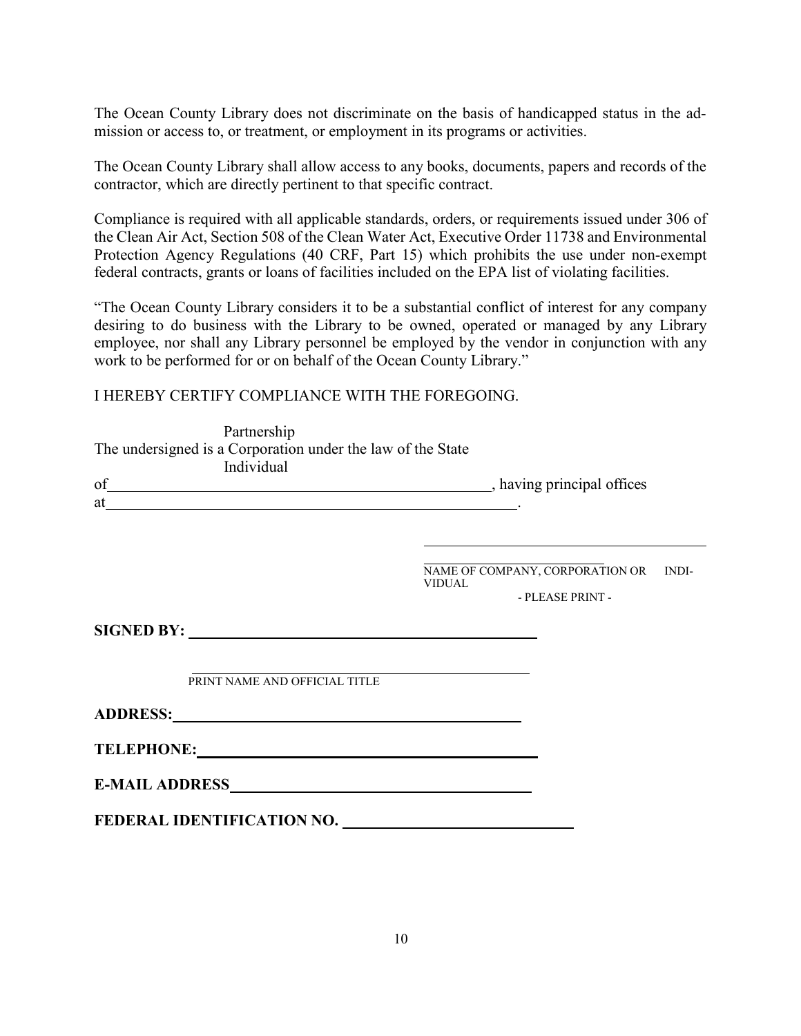The Ocean County Library does not discriminate on the basis of handicapped status in the admission or access to, or treatment, or employment in its programs or activities.

The Ocean County Library shall allow access to any books, documents, papers and records of the contractor, which are directly pertinent to that specific contract.

Compliance is required with all applicable standards, orders, or requirements issued under 306 of the Clean Air Act, Section 508 of the Clean Water Act, Executive Order 11738 and Environmental Protection Agency Regulations (40 CRF, Part 15) which prohibits the use under non-exempt federal contracts, grants or loans of facilities included on the EPA list of violating facilities.

"The Ocean County Library considers it to be a substantial conflict of interest for any company desiring to do business with the Library to be owned, operated or managed by any Library employee, nor shall any Library personnel be employed by the vendor in conjunction with any work to be performed for or on behalf of the Ocean County Library."

I HEREBY CERTIFY COMPLIANCE WITH THE FOREGOING.

The undersigned is a Partnership / Corporation / Individual under the law of the State of\_\_\_\_\_\_\_\_\_\_\_\_\_\_\_\_\_\_\_\_\_\_\_\_\_\_\_\_\_\_\_\_\_\_\_\_\_\_\_\_, having principal offices at\_\_\_\_\_\_\_\_\_\_\_\_\_\_\_\_\_\_\_\_\_\_\_\_\_\_\_\_\_\_\_\_\_\_\_\_\_\_\_\_\_\_\_\_.

\_\_\_\_\_\_\_\_\_\_\_\_\_\_\_\_\_\_\_\_\_\_\_\_\_\_\_\_\_\_\_\_\_\_\_\_\_\_\_\_

NAME OF COMPANY, CORPORATION OR INDIVIDUAL
- PLEASE PRINT -

**SIGNED BY:** \_\_\_\_\_\_\_\_\_\_\_\_\_\_\_\_\_\_\_\_\_\_\_\_\_\_\_\_\_\_\_\_\_\_\_\_\_\_\_\_

\_\_\_\_\_\_\_\_\_\_\_\_\_\_\_\_\_\_\_\_\_\_\_\_\_\_\_\_\_\_\_\_\_\_\_\_\_\_\_\_

PRINT NAME AND OFFICIAL TITLE

**ADDRESS:**\_\_\_\_\_\_\_\_\_\_\_\_\_\_\_\_\_\_\_\_\_\_\_\_\_\_\_\_\_\_\_\_\_\_\_\_\_\_\_\_

**TELEPHONE:**\_\_\_\_\_\_\_\_\_\_\_\_\_\_\_\_\_\_\_\_\_\_\_\_\_\_\_\_\_\_\_\_\_\_\_\_\_\_\_\_

**E-MAIL ADDRESS**\_\_\_\_\_\_\_\_\_\_\_\_\_\_\_\_\_\_\_\_\_\_\_\_\_\_\_\_\_\_\_\_\_\_\_\_\_\_\_\_

**FEDERAL IDENTIFICATION NO.** \_\_\_\_\_\_\_\_\_\_\_\_\_\_\_\_\_\_\_\_\_\_\_\_\_\_\_\_\_\_\_\_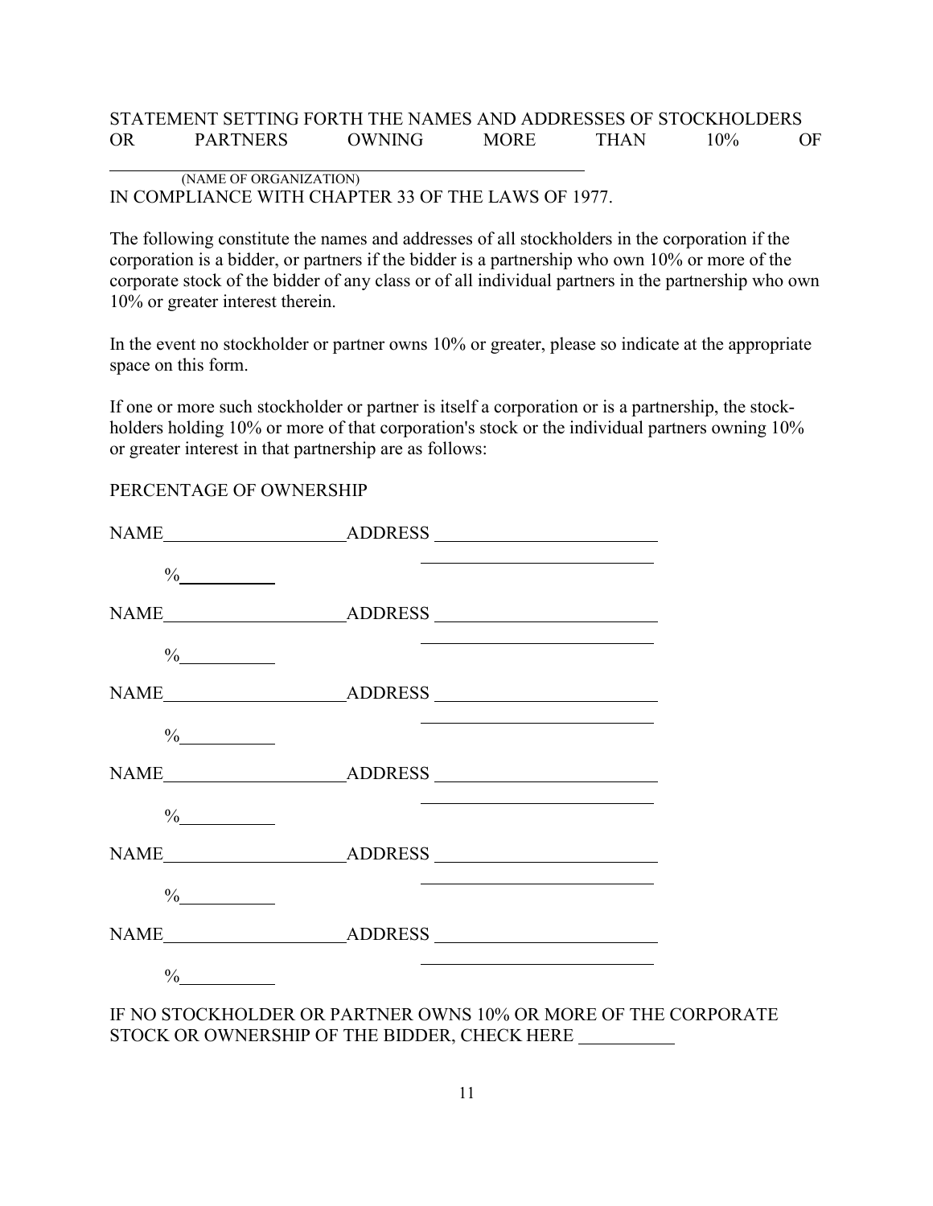STATEMENT SETTING FORTH THE NAMES AND ADDRESSES OF STOCKHOLDERS OR PARTNERS OWNING MORE THAN 10% OF

\_\_\_\_\_\_\_\_\_\_\_\_\_\_\_\_\_\_\_\_\_\_\_\_\_\_\_\_\_\_\_\_\_\_\_\_\_\_\_\_\_\_\_\_
(NAME OF ORGANIZATION)

IN COMPLIANCE WITH CHAPTER 33 OF THE LAWS OF 1977.

The following constitute the names and addresses of all stockholders in the corporation if the corporation is a bidder, or partners if the bidder is a partnership who own 10% or more of the corporate stock of the bidder of any class or of all individual partners in the partnership who own 10% or greater interest therein.

In the event no stockholder or partner owns 10% or greater, please so indicate at the appropriate space on this form.

If one or more such stockholder or partner is itself a corporation or is a partnership, the stock-holders holding 10% or more of that corporation's stock or the individual partners owning 10% or greater interest in that partnership are as follows:

PERCENTAGE OF OWNERSHIP

NAME\_\_\_\_\_\_\_\_\_\_\_\_\_\_\_\_\_\_\_\_ ADDRESS \_\_\_\_\_\_\_\_\_\_\_\_\_\_\_\_\_\_\_\_\_\_\_\_\_
\_\_\_\_\_\_\_\_\_\_\_\_\_\_\_\_\_\_\_\_\_\_\_\_\_
%\_\_\_\_\_\_\_\_\_\_

NAME\_\_\_\_\_\_\_\_\_\_\_\_\_\_\_\_\_\_\_\_ ADDRESS \_\_\_\_\_\_\_\_\_\_\_\_\_\_\_\_\_\_\_\_\_\_\_\_\_
\_\_\_\_\_\_\_\_\_\_\_\_\_\_\_\_\_\_\_\_\_\_\_\_\_
%\_\_\_\_\_\_\_\_\_\_

NAME\_\_\_\_\_\_\_\_\_\_\_\_\_\_\_\_\_\_\_\_ ADDRESS \_\_\_\_\_\_\_\_\_\_\_\_\_\_\_\_\_\_\_\_\_\_\_\_\_
\_\_\_\_\_\_\_\_\_\_\_\_\_\_\_\_\_\_\_\_\_\_\_\_\_
%\_\_\_\_\_\_\_\_\_\_

NAME\_\_\_\_\_\_\_\_\_\_\_\_\_\_\_\_\_\_\_\_ ADDRESS \_\_\_\_\_\_\_\_\_\_\_\_\_\_\_\_\_\_\_\_\_\_\_\_\_
\_\_\_\_\_\_\_\_\_\_\_\_\_\_\_\_\_\_\_\_\_\_\_\_\_
%\_\_\_\_\_\_\_\_\_\_

NAME\_\_\_\_\_\_\_\_\_\_\_\_\_\_\_\_\_\_\_\_ ADDRESS \_\_\_\_\_\_\_\_\_\_\_\_\_\_\_\_\_\_\_\_\_\_\_\_\_
\_\_\_\_\_\_\_\_\_\_\_\_\_\_\_\_\_\_\_\_\_\_\_\_\_
%\_\_\_\_\_\_\_\_\_\_

NAME\_\_\_\_\_\_\_\_\_\_\_\_\_\_\_\_\_\_\_\_ ADDRESS \_\_\_\_\_\_\_\_\_\_\_\_\_\_\_\_\_\_\_\_\_\_\_\_\_
\_\_\_\_\_\_\_\_\_\_\_\_\_\_\_\_\_\_\_\_\_\_\_\_\_
%\_\_\_\_\_\_\_\_\_\_

IF NO STOCKHOLDER OR PARTNER OWNS 10% OR MORE OF THE CORPORATE STOCK OR OWNERSHIP OF THE BIDDER, CHECK HERE \_\_\_\_\_\_\_\_\_\_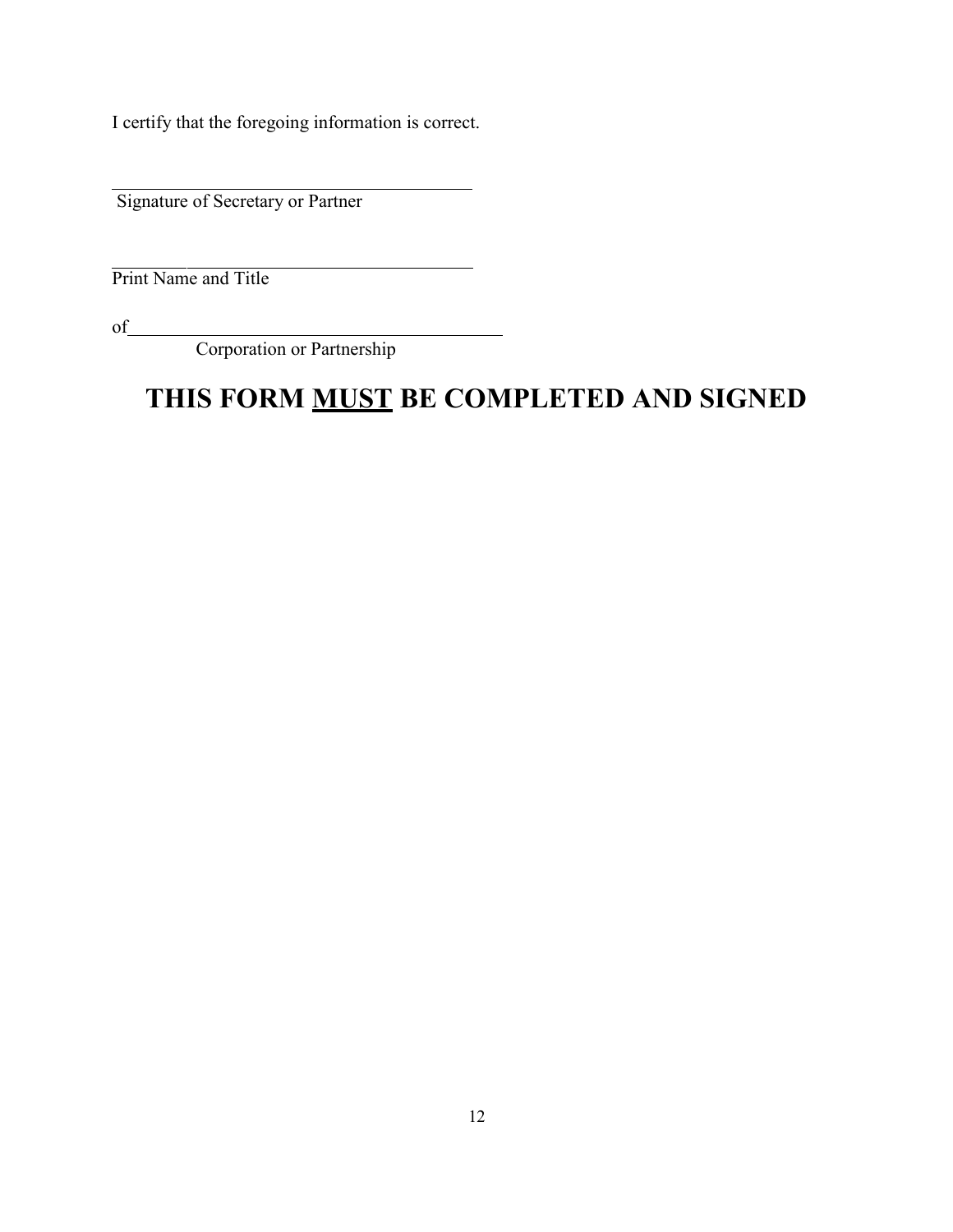I certify that the foregoing information is correct.

\_\_\_\_\_\_\_\_\_\_\_\_\_\_\_\_\_\_\_\_\_\_\_\_\_\_\_\_\_\_\_\_\_\_\_\_\_\_\_\_

Signature of Secretary or Partner

\_\_\_\_\_\_\_\_\_\_\_\_\_\_\_\_\_\_\_\_\_\_\_\_\_\_\_\_\_\_\_\_\_\_\_\_\_\_\_\_

Print Name and Title

of\_\_\_\_\_\_\_\_\_\_\_\_\_\_\_\_\_\_\_\_\_\_\_\_\_\_\_\_\_\_\_\_\_\_\_\_\_\_\_\_

Corporation or Partnership

# THIS FORM <u>MUST</u> BE COMPLETED AND SIGNED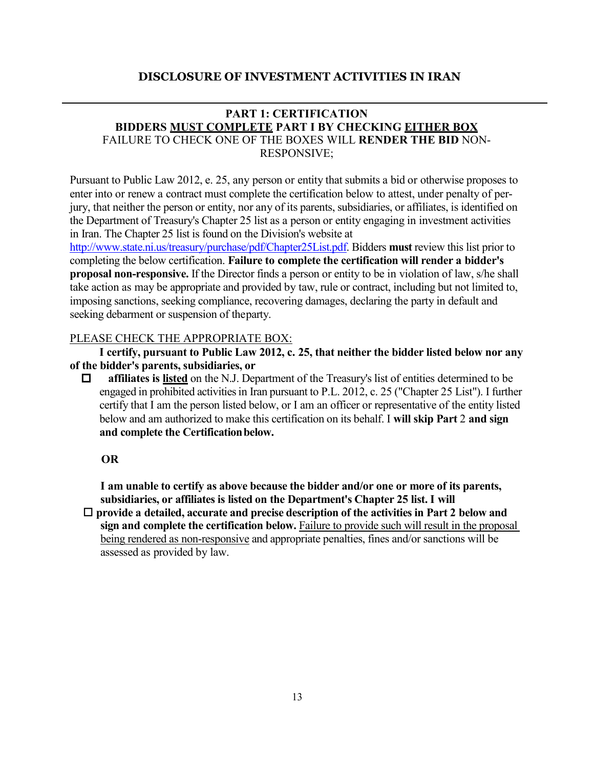## DISCLOSURE OF INVESTMENT ACTIVITIES IN IRAN

---

**PART 1: CERTIFICATION**
**BIDDERS <u>MUST COMPLETE</u> PART I BY CHECKING <u>EITHER BOX</u>**
FAILURE TO CHECK ONE OF THE BOXES WILL **RENDER THE BID** NON-RESPONSIVE;

Pursuant to Public Law 2012, e. 25, any person or entity that submits a bid or otherwise proposes to enter into or renew a contract must complete the certification below to attest, under penalty of perjury, that neither the person or entity, nor any of its parents, subsidiaries, or affiliates, is identified on the Department of Treasury's Chapter 25 list as a person or entity engaging in investment activities in Iran. The Chapter 25 list is found on the Division's website at [http://www.state.ni.us/treasury/purchase/pdf/Chapter25List.pdf](http://www.state.ni.us/treasury/purchase/pdf/Chapter25List.pdf). Bidders **must** review this list prior to completing the below certification. **Failure to complete the certification will render a bidder's proposal non-responsive.** If the Director finds a person or entity to be in violation of law, s/he shall take action as may be appropriate and provided by taw, rule or contract, including but not limited to, imposing sanctions, seeking compliance, recovering damages, declaring the party in default and seeking debarment or suspension of theparty.

<u>PLEASE CHECK THE APPROPRIATE BOX:</u>

☐ **I certify, pursuant to Public Law 2012, c. 25, that neither the bidder listed below nor any of the bidder's parents, subsidiaries, or affiliates is <u>listed</u>** on the N.J. Department of the Treasury's list of entities determined to be engaged in prohibited activities in Iran pursuant to P.L. 2012, c. 25 ("Chapter 25 List"). I further certify that I am the person listed below, or I am an officer or representative of the entity listed below and am authorized to make this certification on its behalf. I **will skip Part** 2 **and sign and complete the Certification below.**

**OR**

☐ **I am unable to certify as above because the bidder and/or one or more of its parents, subsidiaries, or affiliates is listed on the Department's Chapter 25 list. I will provide a detailed, accurate and precise description of the activities in Part 2 below and sign and complete the certification below.** <u>Failure to provide such will result in the proposal being rendered as non-responsive</u> and appropriate penalties, fines and/or sanctions will be assessed as provided by law.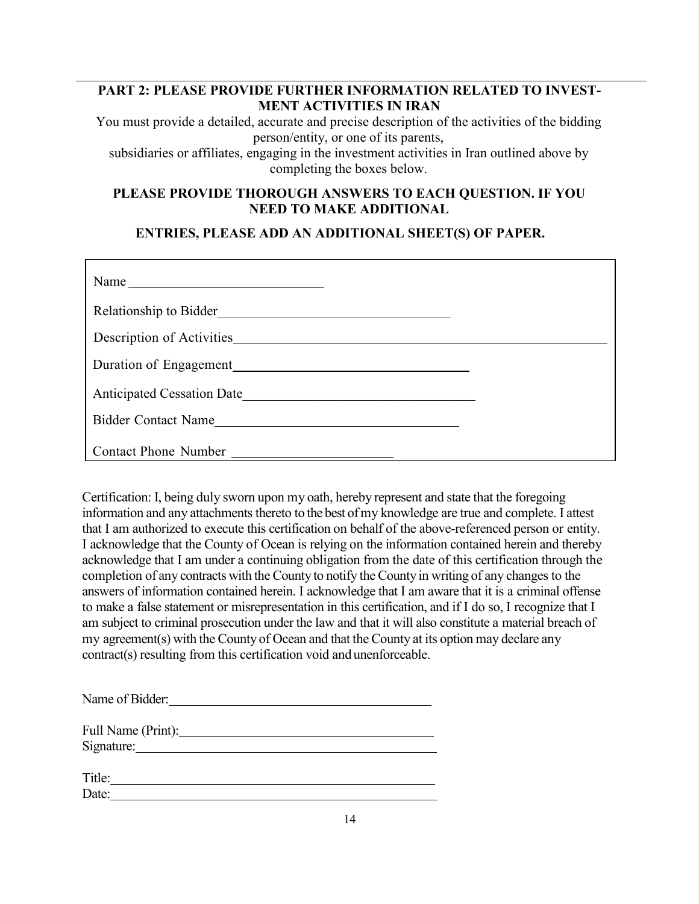**PART 2: PLEASE PROVIDE FURTHER INFORMATION RELATED TO INVESTMENT ACTIVITIES IN IRAN**

You must provide a detailed, accurate and precise description of the activities of the bidding person/entity, or one of its parents, subsidiaries or affiliates, engaging in the investment activities in Iran outlined above by completing the boxes below.

**PLEASE PROVIDE THOROUGH ANSWERS TO EACH QUESTION. IF YOU NEED TO MAKE ADDITIONAL ENTRIES, PLEASE ADD AN ADDITIONAL SHEET(S) OF PAPER.**

Name ____________________________

Relationship to Bidder ________________________________

Description of Activities ________________________________________________

Duration of Engagement ________________________________

Anticipated Cessation Date ________________________________

Bidder Contact Name ________________________________

Contact Phone Number ______________________

Certification: I, being duly sworn upon my oath, hereby represent and state that the foregoing information and any attachments thereto to the best of my knowledge are true and complete. I attest that I am authorized to execute this certification on behalf of the above-referenced person or entity. I acknowledge that the County of Ocean is relying on the information contained herein and thereby acknowledge that I am under a continuing obligation from the date of this certification through the completion of any contracts with the County to notify the County in writing of any changes to the answers of information contained herein. I acknowledge that I am aware that it is a criminal offense to make a false statement or misrepresentation in this certification, and if I do so, I recognize that I am subject to criminal prosecution under the law and that it will also constitute a material breach of my agreement(s) with the County of Ocean and that the County at its option may declare any contract(s) resulting from this certification void and unenforceable.

Name of Bidder: ________________________________________

Full Name (Print): ________________________________________

Signature: ________________________________________

Title: ________________________________________

Date: ________________________________________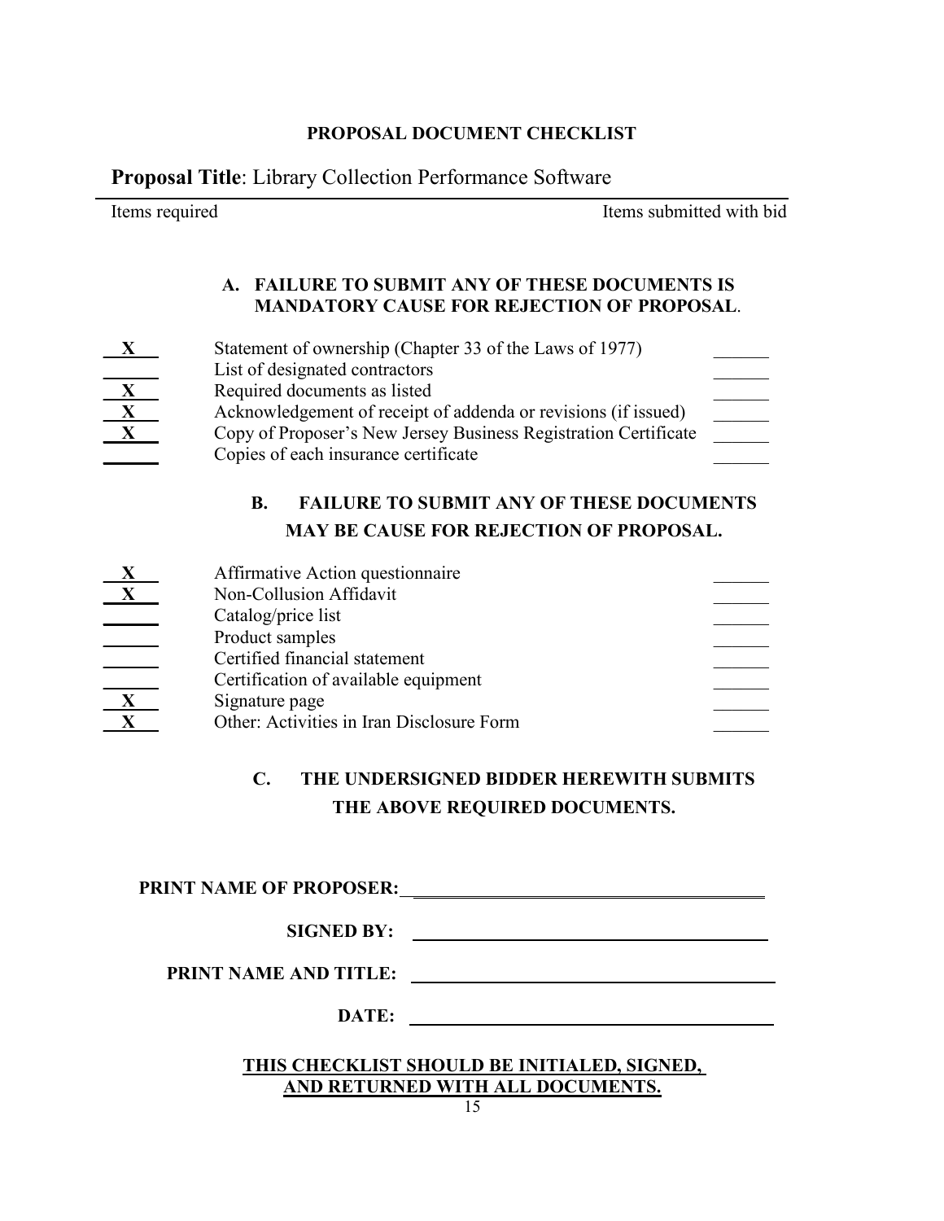**PROPOSAL DOCUMENT CHECKLIST**

**Proposal Title**: Library Collection Performance Software

| Items required | | Items submitted with bid |
|---|---|---|

**A. FAILURE TO SUBMIT ANY OF THESE DOCUMENTS IS MANDATORY CAUSE FOR REJECTION OF PROPOSAL**.

| Items required | Document | Items submitted with bid |
|---|---|---|
| X | Statement of ownership (Chapter 33 of the Laws of 1977) | |
| | List of designated contractors | |
| X | Required documents as listed | |
| X | Acknowledgement of receipt of addenda or revisions (if issued) | |
| X | Copy of Proposer's New Jersey Business Registration Certificate | |
| | Copies of each insurance certificate | |

**B. FAILURE TO SUBMIT ANY OF THESE DOCUMENTS MAY BE CAUSE FOR REJECTION OF PROPOSAL.**

| Items required | Document | Items submitted with bid |
|---|---|---|
| X | Affirmative Action questionnaire | |
| X | Non-Collusion Affidavit | |
| | Catalog/price list | |
| | Product samples | |
| | Certified financial statement | |
| | Certification of available equipment | |
| X | Signature page | |
| X | Other: Activities in Iran Disclosure Form | |

**C. THE UNDERSIGNED BIDDER HEREWITH SUBMITS THE ABOVE REQUIRED DOCUMENTS.**

**PRINT NAME OF PROPOSER:** ______________________________

**SIGNED BY:** ______________________________

**PRINT NAME AND TITLE:** ______________________________

**DATE:** ______________________________

**THIS CHECKLIST SHOULD BE INITIALED, SIGNED, AND RETURNED WITH ALL DOCUMENTS.**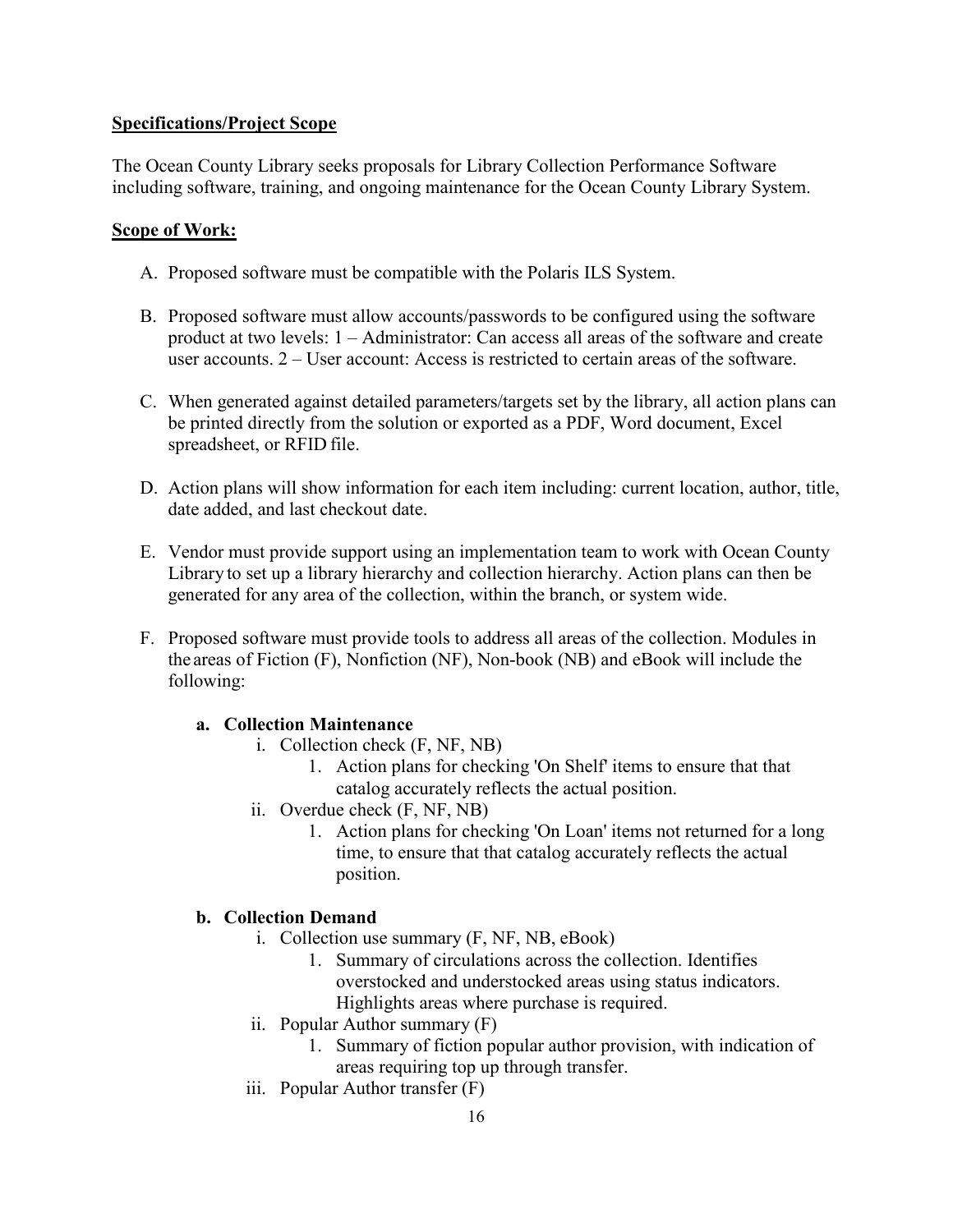**Specifications/Project Scope**

The Ocean County Library seeks proposals for Library Collection Performance Software including software, training, and ongoing maintenance for the Ocean County Library System.

**Scope of Work:**

A. Proposed software must be compatible with the Polaris ILS System.

B. Proposed software must allow accounts/passwords to be configured using the software product at two levels: 1 – Administrator: Can access all areas of the software and create user accounts. 2 – User account: Access is restricted to certain areas of the software.

C. When generated against detailed parameters/targets set by the library, all action plans can be printed directly from the solution or exported as a PDF, Word document, Excel spreadsheet, or RFID file.

D. Action plans will show information for each item including: current location, author, title, date added, and last checkout date.

E. Vendor must provide support using an implementation team to work with Ocean County Library to set up a library hierarchy and collection hierarchy. Action plans can then be generated for any area of the collection, within the branch, or system wide.

F. Proposed software must provide tools to address all areas of the collection. Modules in the areas of Fiction (F), Nonfiction (NF), Non-book (NB) and eBook will include the following:

   **a. Collection Maintenance**

   i. Collection check (F, NF, NB)

      1. Action plans for checking 'On Shelf' items to ensure that that catalog accurately reflects the actual position.

   ii. Overdue check (F, NF, NB)

      1. Action plans for checking 'On Loan' items not returned for a long time, to ensure that that catalog accurately reflects the actual position.

   **b. Collection Demand**

   i. Collection use summary (F, NF, NB, eBook)

      1. Summary of circulations across the collection. Identifies overstocked and understocked areas using status indicators. Highlights areas where purchase is required.

   ii. Popular Author summary (F)

      1. Summary of fiction popular author provision, with indication of areas requiring top up through transfer.

   iii. Popular Author transfer (F)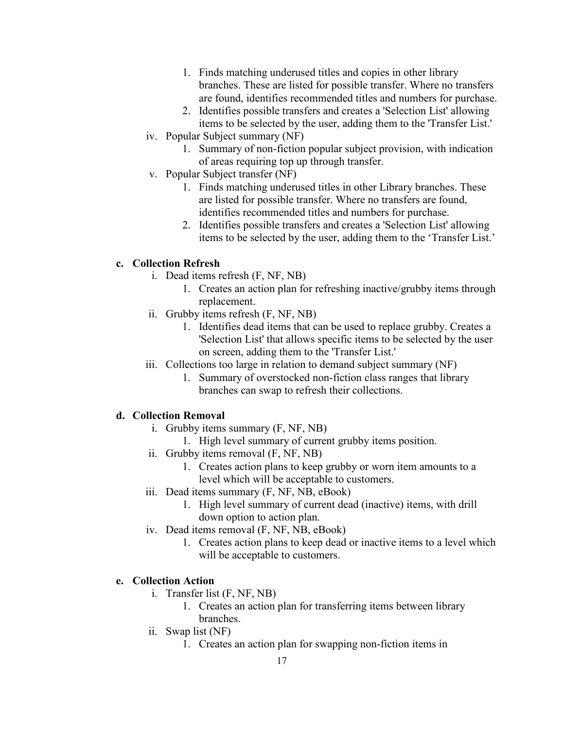1. Finds matching underused titles and copies in other library branches. These are listed for possible transfer. Where no transfers are found, identifies recommended titles and numbers for purchase.
        2. Identifies possible transfers and creates a 'Selection List' allowing items to be selected by the user, adding them to the 'Transfer List.'
    iv. Popular Subject summary (NF)
        1. Summary of non-fiction popular subject provision, with indication of areas requiring top up through transfer.
    v. Popular Subject transfer (NF)
        1. Finds matching underused titles in other Library branches. These are listed for possible transfer. Where no transfers are found, identifies recommended titles and numbers for purchase.
        2. Identifies possible transfers and creates a 'Selection List' allowing items to be selected by the user, adding them to the 'Transfer List.'

c. **Collection Refresh**
    i. Dead items refresh (F, NF, NB)
        1. Creates an action plan for refreshing inactive/grubby items through replacement.
    ii. Grubby items refresh (F, NF, NB)
        1. Identifies dead items that can be used to replace grubby. Creates a 'Selection List' that allows specific items to be selected by the user on screen, adding them to the 'Transfer List.'
    iii. Collections too large in relation to demand subject summary (NF)
        1. Summary of overstocked non-fiction class ranges that library branches can swap to refresh their collections.

d. **Collection Removal**
    i. Grubby items summary (F, NF, NB)
        1. High level summary of current grubby items position.
    ii. Grubby items removal (F, NF, NB)
        1. Creates action plans to keep grubby or worn item amounts to a level which will be acceptable to customers.
    iii. Dead items summary (F, NF, NB, eBook)
        1. High level summary of current dead (inactive) items, with drill down option to action plan.
    iv. Dead items removal (F, NF, NB, eBook)
        1. Creates action plans to keep dead or inactive items to a level which will be acceptable to customers.

e. **Collection Action**
    i. Transfer list (F, NF, NB)
        1. Creates an action plan for transferring items between library branches.
    ii. Swap list (NF)
        1. Creates an action plan for swapping non-fiction items in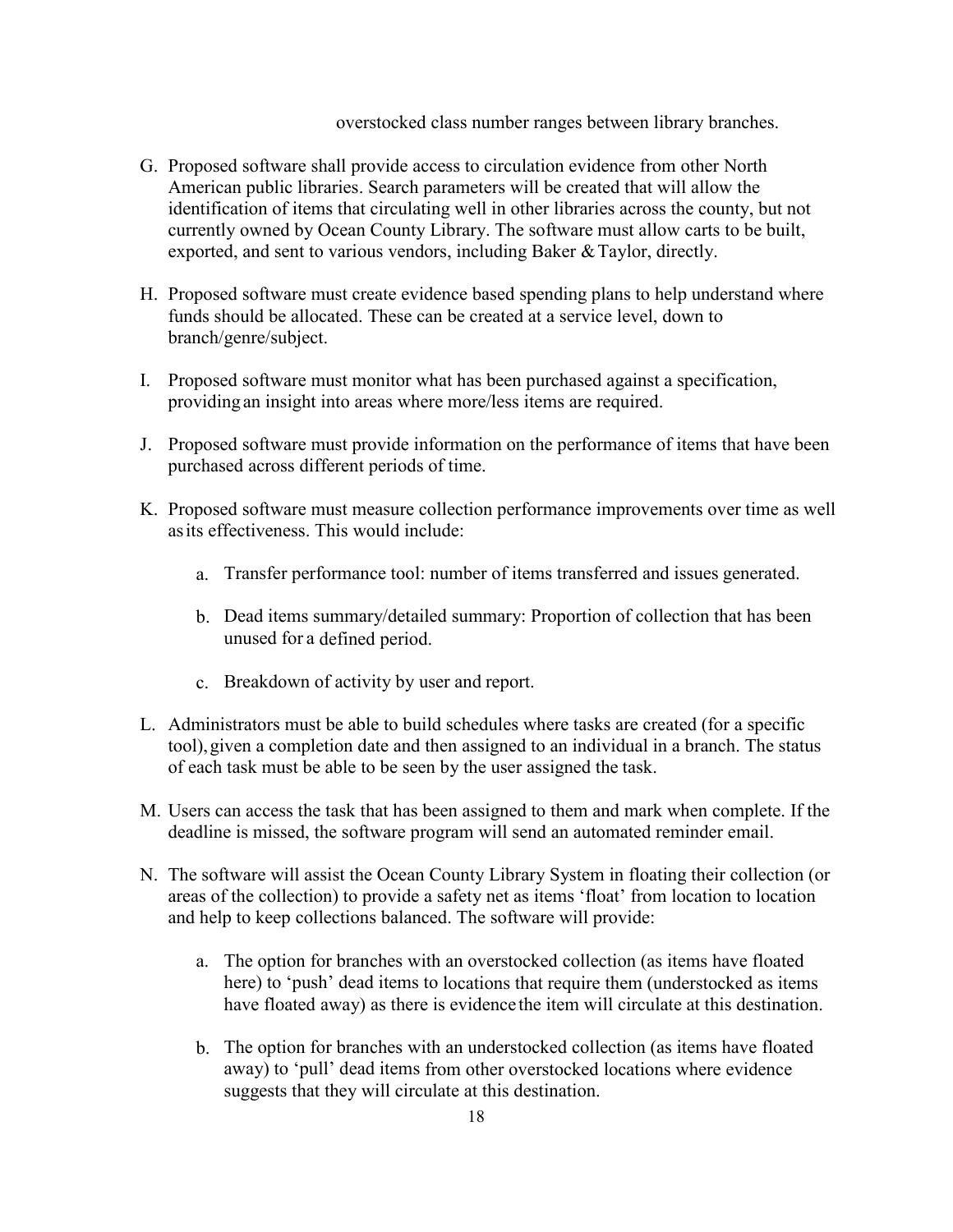overstocked class number ranges between library branches.

G. Proposed software shall provide access to circulation evidence from other North American public libraries. Search parameters will be created that will allow the identification of items that circulating well in other libraries across the county, but not currently owned by Ocean County Library. The software must allow carts to be built, exported, and sent to various vendors, including Baker & Taylor, directly.

H. Proposed software must create evidence based spending plans to help understand where funds should be allocated. These can be created at a service level, down to branch/genre/subject.

I. Proposed software must monitor what has been purchased against a specification, providing an insight into areas where more/less items are required.

J. Proposed software must provide information on the performance of items that have been purchased across different periods of time.

K. Proposed software must measure collection performance improvements over time as well as its effectiveness. This would include:

   a. Transfer performance tool: number of items transferred and issues generated.

   b. Dead items summary/detailed summary: Proportion of collection that has been unused for a defined period.

   c. Breakdown of activity by user and report.

L. Administrators must be able to build schedules where tasks are created (for a specific tool), given a completion date and then assigned to an individual in a branch. The status of each task must be able to be seen by the user assigned the task.

M. Users can access the task that has been assigned to them and mark when complete. If the deadline is missed, the software program will send an automated reminder email.

N. The software will assist the Ocean County Library System in floating their collection (or areas of the collection) to provide a safety net as items 'float' from location to location and help to keep collections balanced. The software will provide:

   a. The option for branches with an overstocked collection (as items have floated here) to 'push' dead items to locations that require them (understocked as items have floated away) as there is evidence the item will circulate at this destination.

   b. The option for branches with an understocked collection (as items have floated away) to 'pull' dead items from other overstocked locations where evidence suggests that they will circulate at this destination.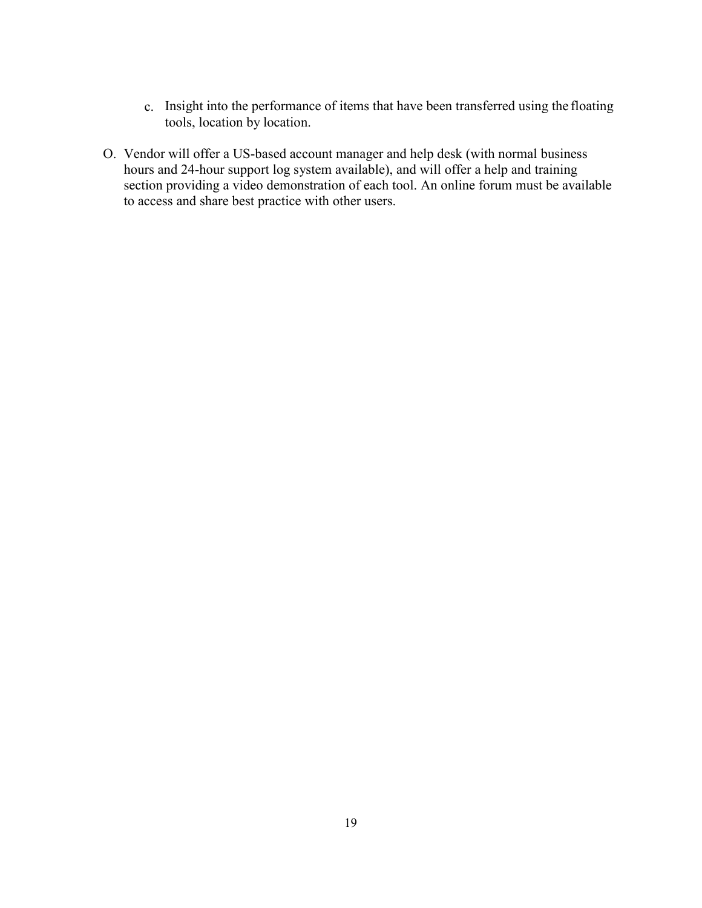c. Insight into the performance of items that have been transferred using the floating tools, location by location.

O. Vendor will offer a US-based account manager and help desk (with normal business hours and 24-hour support log system available), and will offer a help and training section providing a video demonstration of each tool. An online forum must be available to access and share best practice with other users.